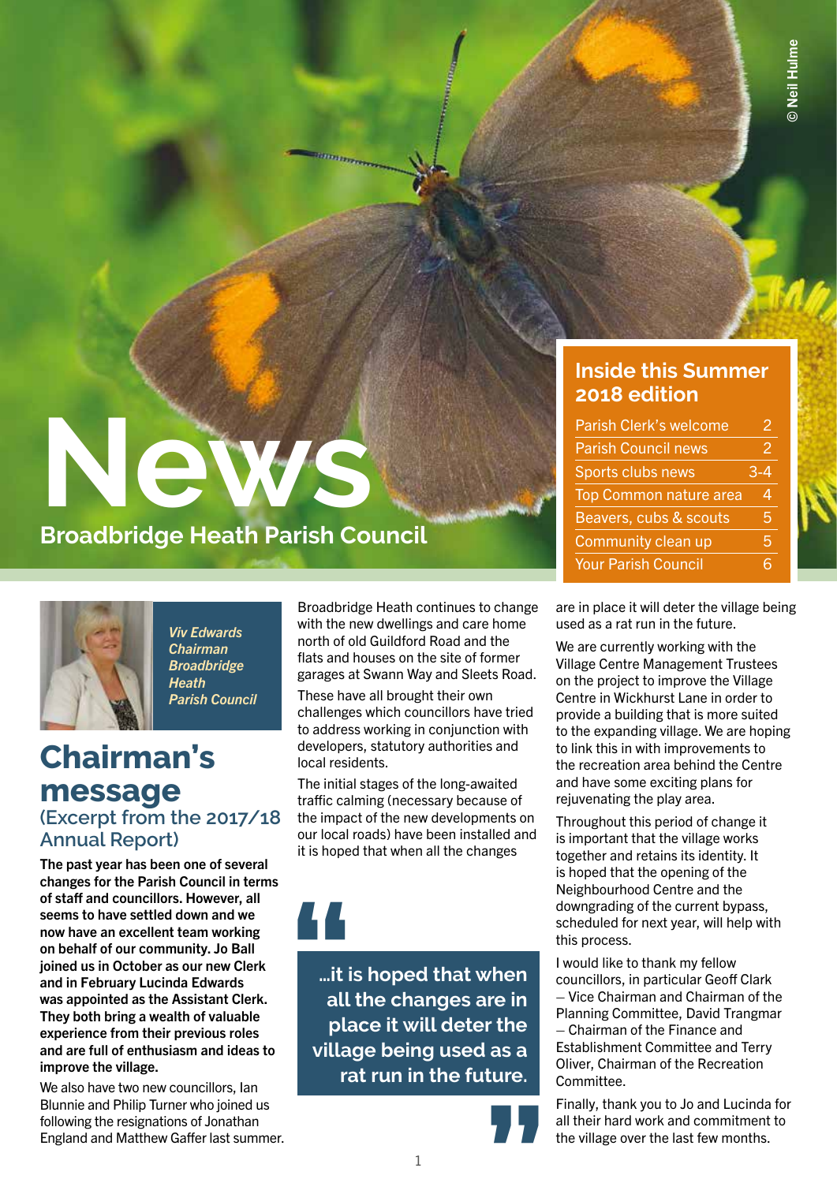# News

## Broadbridge Heath Parish Council

© Neil Hulme

### Inside this Summer 2018 edition

| | |
|---|---|
| Parish Clerk's welcome | 2 |
| Parish Council news | 2 |
| Sports clubs news | 3-4 |
| Top Common nature area | 4 |
| Beavers, cubs & scouts | 5 |
| Community clean up | 5 |
| Your Parish Council | 6 |

*Viv Edwards Chairman Broadbridge Heath Parish Council*

## Chairman's message

### (Excerpt from the 2017/18 Annual Report)

**The past year has been one of several changes for the Parish Council in terms of staff and councillors. However, all seems to have settled down and we now have an excellent team working on behalf of our community. Jo Ball joined us in October as our new Clerk and in February Lucinda Edwards was appointed as the Assistant Clerk. They both bring a wealth of valuable experience from their previous roles and are full of enthusiasm and ideas to improve the village.**

We also have two new councillors, Ian Blunnie and Philip Turner who joined us following the resignations of Jonathan England and Matthew Gaffer last summer.

Broadbridge Heath continues to change with the new dwellings and care home north of old Guildford Road and the flats and houses on the site of former garages at Swann Way and Sleets Road.

These have all brought their own challenges which councillors have tried to address working in conjunction with developers, statutory authorities and local residents.

The initial stages of the long-awaited traffic calming (necessary because of the impact of the new developments on our local roads) have been installed and it is hoped that when all the changes are in place it will deter the village being used as a rat run in the future.

> **"...it is hoped that when all the changes are in place it will deter the village being used as a rat run in the future."**

We are currently working with the Village Centre Management Trustees on the project to improve the Village Centre in Wickhurst Lane in order to provide a building that is more suited to the expanding village. We are hoping to link this in with improvements to the recreation area behind the Centre and have some exciting plans for rejuvenating the play area.

Throughout this period of change it is important that the village works together and retains its identity. It is hoped that the opening of the Neighbourhood Centre and the downgrading of the current bypass, scheduled for next year, will help with this process.

I would like to thank my fellow councillors, in particular Geoff Clark – Vice Chairman and Chairman of the Planning Committee, David Trangmar – Chairman of the Finance and Establishment Committee and Terry Oliver, Chairman of the Recreation Committee.

Finally, thank you to Jo and Lucinda for all their hard work and commitment to the village over the last few months.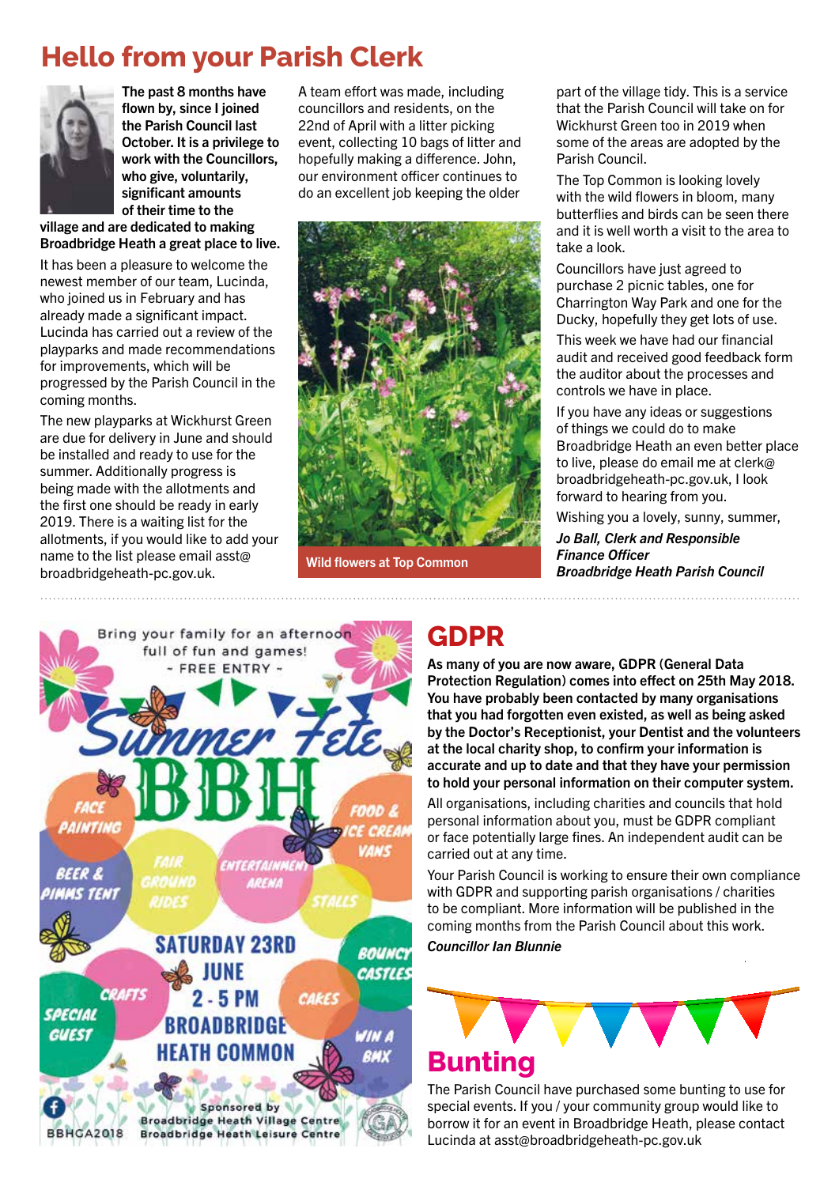# Hello from your Parish Clerk

**The past 8 months have flown by, since I joined the Parish Council last October. It is a privilege to work with the Councillors, who give, voluntarily, significant amounts of their time to the village and are dedicated to making Broadbridge Heath a great place to live.**

It has been a pleasure to welcome the newest member of our team, Lucinda, who joined us in February and has already made a significant impact. Lucinda has carried out a review of the playparks and made recommendations for improvements, which will be progressed by the Parish Council in the coming months.

The new playparks at Wickhurst Green are due for delivery in June and should be installed and ready to use for the summer. Additionally progress is being made with the allotments and the first one should be ready in early 2019. There is a waiting list for the allotments, if you would like to add your name to the list please email asst@broadbridgeheath-pc.gov.uk.

A team effort was made, including councillors and residents, on the 22nd of April with a litter picking event, collecting 10 bags of litter and hopefully making a difference. John, our environment officer continues to do an excellent job keeping the older part of the village tidy. This is a service that the Parish Council will take on for Wickhurst Green too in 2019 when some of the areas are adopted by the Parish Council.

Wild flowers at Top Common

The Top Common is looking lovely with the wild flowers in bloom, many butterflies and birds can be seen there and it is well worth a visit to the area to take a look.

Councillors have just agreed to purchase 2 picnic tables, one for Charrington Way Park and one for the Ducky, hopefully they get lots of use.

This week we have had our financial audit and received good feedback form the auditor about the processes and controls we have in place.

If you have any ideas or suggestions of things we could do to make Broadbridge Heath an even better place to live, please do email me at clerk@broadbridgeheath-pc.gov.uk, I look forward to hearing from you.

Wishing you a lovely, sunny, summer,

***Jo Ball, Clerk and Responsible Finance Officer***
***Broadbridge Heath Parish Council***

Bring your family for an afternoon full of fun and games!
~ FREE ENTRY ~

Summer Fete BBH

FACE PAINTING · FOOD & ICE CREAM VANS · BEER & PIMMS TENT · FAIR GROUND RIDES · ENTERTAINMENT ARENA · STALLS · BOUNCY CASTLES · CRAFTS · CAKES · SPECIAL GUEST · WIN A BMX

SATURDAY 23RD JUNE
2 - 5 PM
BROADBRIDGE HEATH COMMON

Sponsored by
Broadbridge Heath Village Centre
Broadbridge Heath Leisure Centre

BBHCA2018

# GDPR

**As many of you are now aware, GDPR (General Data Protection Regulation) comes into effect on 25th May 2018. You have probably been contacted by many organisations that you had forgotten even existed, as well as being asked by the Doctor's Receptionist, your Dentist and the volunteers at the local charity shop, to confirm your information is accurate and up to date and that they have your permission to hold your personal information on their computer system.**

All organisations, including charities and councils that hold personal information about you, must be GDPR compliant or face potentially large fines. An independent audit can be carried out at any time.

Your Parish Council is working to ensure their own compliance with GDPR and supporting parish organisations / charities to be compliant. More information will be published in the coming months from the Parish Council about this work.

***Councillor Ian Blunnie***

# Bunting

The Parish Council have purchased some bunting to use for special events. If you / your community group would like to borrow it for an event in Broadbridge Heath, please contact Lucinda at asst@broadbridgeheath-pc.gov.uk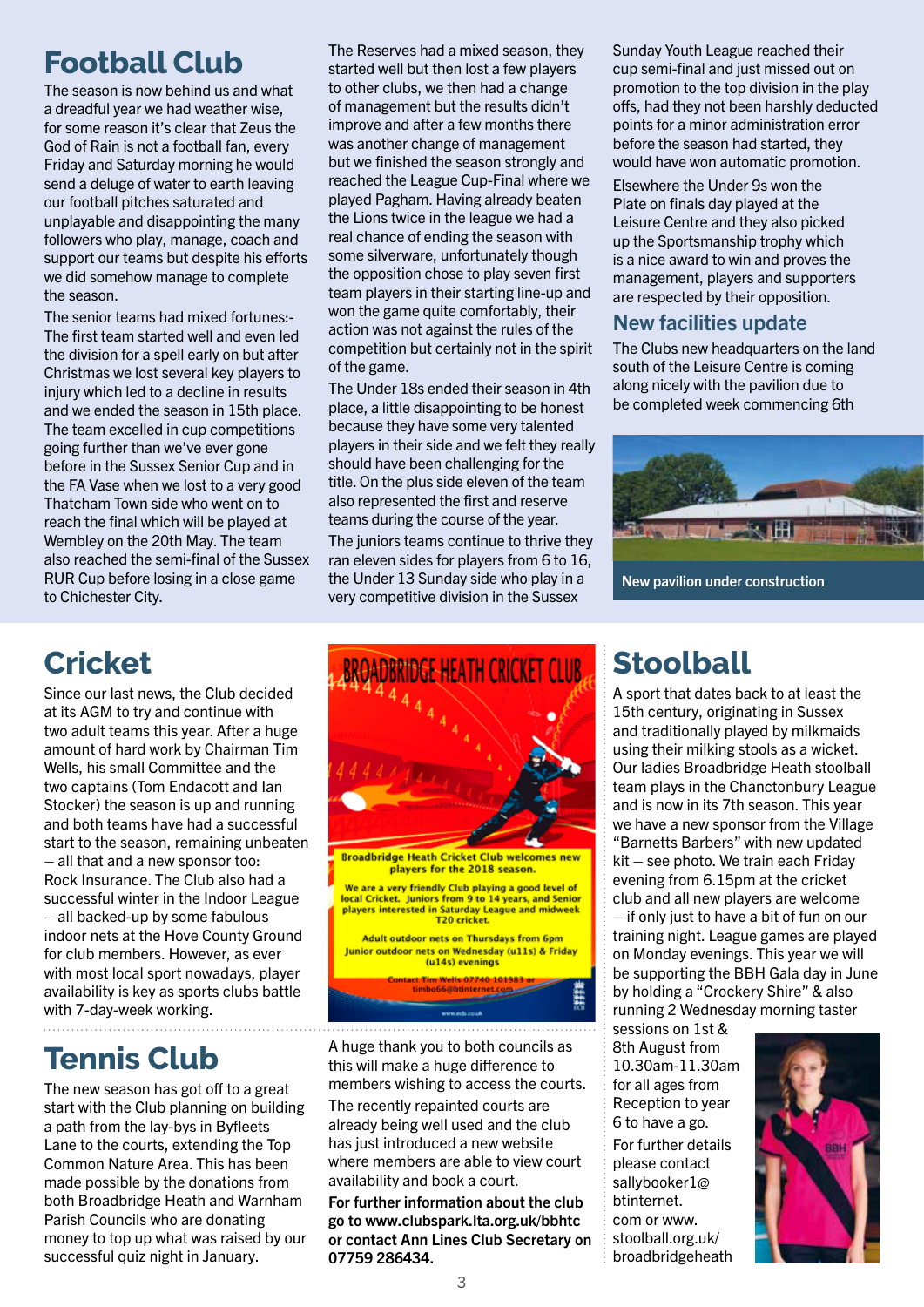## Football Club

The season is now behind us and what a dreadful year we had weather wise, for some reason it's clear that Zeus the God of Rain is not a football fan, every Friday and Saturday morning he would send a deluge of water to earth leaving our football pitches saturated and unplayable and disappointing the many followers who play, manage, coach and support our teams but despite his efforts we did somehow manage to complete the season.

The senior teams had mixed fortunes:- The first team started well and even led the division for a spell early on but after Christmas we lost several key players to injury which led to a decline in results and we ended the season in 15th place. The team excelled in cup competitions going further than we've ever gone before in the Sussex Senior Cup and in the FA Vase when we lost to a very good Thatcham Town side who went on to reach the final which will be played at Wembley on the 20th May. The team also reached the semi-final of the Sussex RUR Cup before losing in a close game to Chichester City.

The Reserves had a mixed season, they started well but then lost a few players to other clubs, we then had a change of management but the results didn't improve and after a few months there was another change of management but we finished the season strongly and reached the League Cup-Final where we played Pagham. Having already beaten the Lions twice in the league we had a real chance of ending the season with some silverware, unfortunately though the opposition chose to play seven first team players in their starting line-up and won the game quite comfortably, their action was not against the rules of the competition but certainly not in the spirit of the game.

The Under 18s ended their season in 4th place, a little disappointing to be honest because they have some very talented players in their side and we felt they really should have been challenging for the title. On the plus side eleven of the team also represented the first and reserve teams during the course of the year.

The juniors continue to thrive they ran eleven sides for players from 6 to 16, the Under 13 Sunday side who play in a very competitive division in the Sussex Sunday Youth League reached their cup semi-final and just missed out on promotion to the top division in the play offs, had they not been harshly deducted points for a minor administration error before the season had started, they would have won automatic promotion.

Elsewhere the Under 9s won the Plate on finals day played at the Leisure Centre and they also picked up the Sportsmanship trophy which is a nice award to win and proves the management, players and supporters are respected by their opposition.

### New facilities update

The Clubs new headquarters on the land south of the Leisure Centre is coming along nicely with the pavilion due to be completed week commencing 6th

New pavilion under construction

## Cricket

Since our last news, the Club decided at its AGM to try and continue with two adult teams this year. After a huge amount of hard work by Chairman Tim Wells, his small Committee and the two captains (Tom Endacott and Ian Stocker) the season is up and running and both teams have had a successful start to the season, remaining unbeaten – all that and a new sponsor too: Rock Insurance. The Club also had a successful winter in the Indoor League – all backed-up by some fabulous indoor nets at the Hove County Ground for club members. However, as ever with most local sport nowadays, player availability is key as sports clubs battle with 7-day-week working.

**BROADBRIDGE HEATH CRICKET CLUB**

**Broadbridge Heath Cricket Club welcomes new players for the 2018 season.**

We are a very friendly Club playing a good level of local Cricket. Juniors from 9 to 14 years, and Senior players interested in Saturday League and midweek T20 cricket.

Adult outdoor nets on Thursdays from 6pm
Junior outdoor nets on Wednesday (u11s) & Friday (u14s) evenings

Contact Tim Wells 07740 101983 or timbo66@btinternet.com

www.ecb.co.uk

## Stoolball

A sport that dates back to at least the 15th century, originating in Sussex and traditionally played by milkmaids using their milking stools as a wicket. Our ladies Broadbridge Heath stoolball team plays in the Chanctonbury League and is now in its 7th season. This year we have a new sponsor from the Village "Barnetts Barbers" with new updated kit – see photo. We train each Friday evening from 6.15pm at the cricket club and all new players are welcome – if only just to have a bit of fun on our training night. League games are played on Monday evenings. This year we will be supporting the BBH Gala day in June by holding a "Crockery Shire" & also running 2 Wednesday morning taster sessions on 1st & 8th August from 10.30am-11.30am for all ages from Reception to year 6 to have a go.

For further details please contact sallybooker1@btinternet.com or www.stoolball.org.uk/broadbridgeheath

## Tennis Club

The new season has got off to a great start with the Club planning on building a path from the lay-bys in Byfleets Lane to the courts, extending the Top Common Nature Area. This has been made possible by the donations from both Broadbridge Heath and Warnham Parish Councils who are donating money to top up what was raised by our successful quiz night in January.

A huge thank you to both councils as this will make a huge difference to members wishing to access the courts.

The recently repainted courts are already being well used and the club has just introduced a new website where members are able to view court availability and book a court.

**For further information about the club go to www.clubspark.lta.org.uk/bbhtc or contact Ann Lines Club Secretary on 07759 286434.**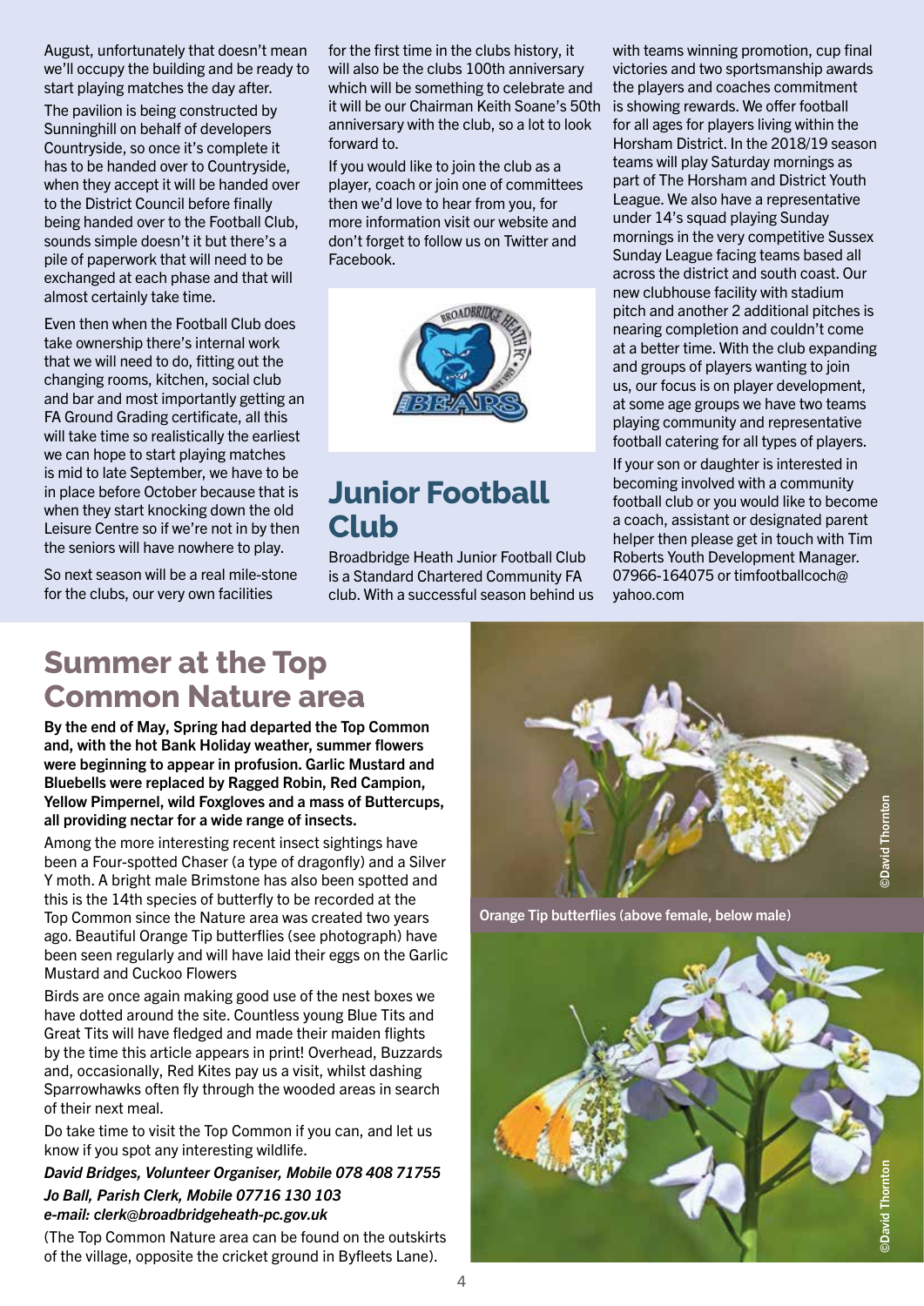August, unfortunately that doesn't mean we'll occupy the building and be ready to start playing matches the day after.

The pavilion is being constructed by Sunninghill on behalf of developers Countryside, so once it's complete it has to be handed over to Countryside, when they accept it will be handed over to the District Council before finally being handed over to the Football Club, sounds simple doesn't it but there's a pile of paperwork that will need to be exchanged at each phase and that will almost certainly take time.

Even then when the Football Club does take ownership there's internal work that we will need to do, fitting out the changing rooms, kitchen, social club and bar and most importantly getting an FA Ground Grading certificate, all this will take time so realistically the earliest we can hope to start playing matches is mid to late September, we have to be in place before October because that is when they start knocking down the old Leisure Centre so if we're not in by then the seniors will have nowhere to play.

So next season will be a real mile-stone for the clubs, our very own facilities for the first time in the clubs history, it will also be the clubs 100th anniversary which will be something to celebrate and it will be our Chairman Keith Soane's 50th anniversary with the club, so a lot to look forward to.

If you would like to join the club as a player, coach or join one of committees then we'd love to hear from you, for more information visit our website and don't forget to follow us on Twitter and Facebook.

## Junior Football Club

Broadbridge Heath Junior Football Club is a Standard Chartered Community FA club. With a successful season behind us with teams winning promotion, cup final victories and two sportsmanship awards the players and coaches commitment is showing rewards. We offer football for all ages for players living within the Horsham District. In the 2018/19 season teams will play Saturday mornings as part of The Horsham and District Youth League. We also have a representative under 14's squad playing Sunday mornings in the very competitive Sussex Sunday League facing teams based all across the district and south coast. Our new clubhouse facility with stadium pitch and another 2 additional pitches is nearing completion and couldn't come at a better time. With the club expanding and groups of players wanting to join us, our focus is on player development, at some age groups we have two teams playing community and representative football catering for all types of players.

If your son or daughter is interested in becoming involved with a community football club or you would like to become a coach, assistant or designated parent helper then please get in touch with Tim Roberts Youth Development Manager. 07966-164075 or timfootballcoch@yahoo.com

## Summer at the Top Common Nature area

**By the end of May, Spring had departed the Top Common and, with the hot Bank Holiday weather, summer flowers were beginning to appear in profusion. Garlic Mustard and Bluebells were replaced by Ragged Robin, Red Campion, Yellow Pimpernel, wild Foxgloves and a mass of Buttercups, all providing nectar for a wide range of insects.**

Among the more interesting recent insect sightings have been a Four-spotted Chaser (a type of dragonfly) and a Silver Y moth. A bright male Brimstone has also been spotted and this is the 14th species of butterfly to be recorded at the Top Common since the Nature area was created two years ago. Beautiful Orange Tip butterflies (see photograph) have been seen regularly and will have laid their eggs on the Garlic Mustard and Cuckoo Flowers

Birds are once again making good use of the nest boxes we have dotted around the site. Countless young Blue Tits and Great Tits will have fledged and made their maiden flights by the time this article appears in print! Overhead, Buzzards and, occasionally, Red Kites pay us a visit, whilst dashing Sparrowhawks often fly through the wooded areas in search of their next meal.

Do take time to visit the Top Common if you can, and let us know if you spot any interesting wildlife.

***David Bridges, Volunteer Organiser, Mobile 078 408 71755***

***Jo Ball, Parish Clerk, Mobile 07716 130 103***
***e-mail: clerk@broadbridgeheath-pc.gov.uk***

(The Top Common Nature area can be found on the outskirts of the village, opposite the cricket ground in Byfleets Lane).

Orange Tip butterflies (above female, below male)

©David Thornton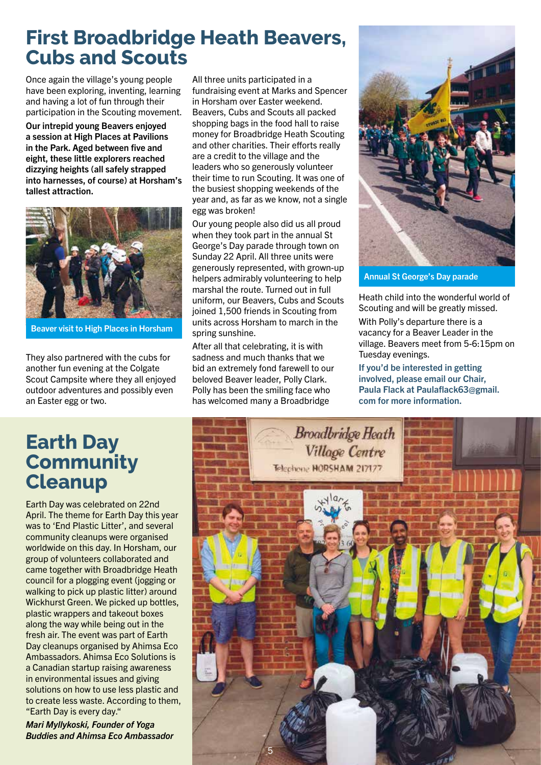# First Broadbridge Heath Beavers, Cubs and Scouts

Once again the village's young people have been exploring, inventing, learning and having a lot of fun through their participation in the Scouting movement.

**Our intrepid young Beavers enjoyed a session at High Places at Pavilions in the Park. Aged between five and eight, these little explorers reached dizzying heights (all safely strapped into harnesses, of course) at Horsham's tallest attraction.**

Beaver visit to High Places in Horsham

They also partnered with the cubs for another fun evening at the Colgate Scout Campsite where they all enjoyed outdoor adventures and possibly even an Easter egg or two.

All three units participated in a fundraising event at Marks and Spencer in Horsham over Easter weekend. Beavers, Cubs and Scouts all packed shopping bags in the food hall to raise money for Broadbridge Heath Scouting and other charities. Their efforts really are a credit to the village and the leaders who so generously volunteer their time to run Scouting. It was one of the busiest shopping weekends of the year and, as far as we know, not a single egg was broken!

Our young people also did us all proud when they took part in the annual St George's Day parade through town on Sunday 22 April. All three units were generously represented, with grown-up helpers admirably volunteering to help marshal the route. Turned out in full uniform, our Beavers, Cubs and Scouts joined 1,500 friends in Scouting from units across Horsham to march in the spring sunshine.

After all that celebrating, it is with sadness and much thanks that we bid an extremely fond farewell to our beloved Beaver leader, Polly Clark. Polly has been the smiling face who has welcomed many a Broadbridge Heath child into the wonderful world of Scouting and will be greatly missed.

Annual St George's Day parade

With Polly's departure there is a vacancy for a Beaver Leader in the village. Beavers meet from 5-6:15pm on Tuesday evenings.

**If you'd be interested in getting involved, please email our Chair, Paula Flack at Paulaflack63@gmail.com for more information.**

# Earth Day Community Cleanup

Earth Day was celebrated on 22nd April. The theme for Earth Day this year was to 'End Plastic Litter', and several community cleanups were organised worldwide on this day. In Horsham, our group of volunteers collaborated and came together with Broadbridge Heath council for a plogging event (jogging or walking to pick up plastic litter) around Wickhurst Green. We picked up bottles, plastic wrappers and takeout boxes along the way while being out in the fresh air. The event was part of Earth Day cleanups organised by Ahimsa Eco Ambassadors. Ahimsa Eco Solutions is a Canadian startup raising awareness in environmental issues and giving solutions on how to use less plastic and to create less waste. According to them, "Earth Day is every day."

***Mari Myllykoski, Founder of Yoga Buddies and Ahimsa Eco Ambassador***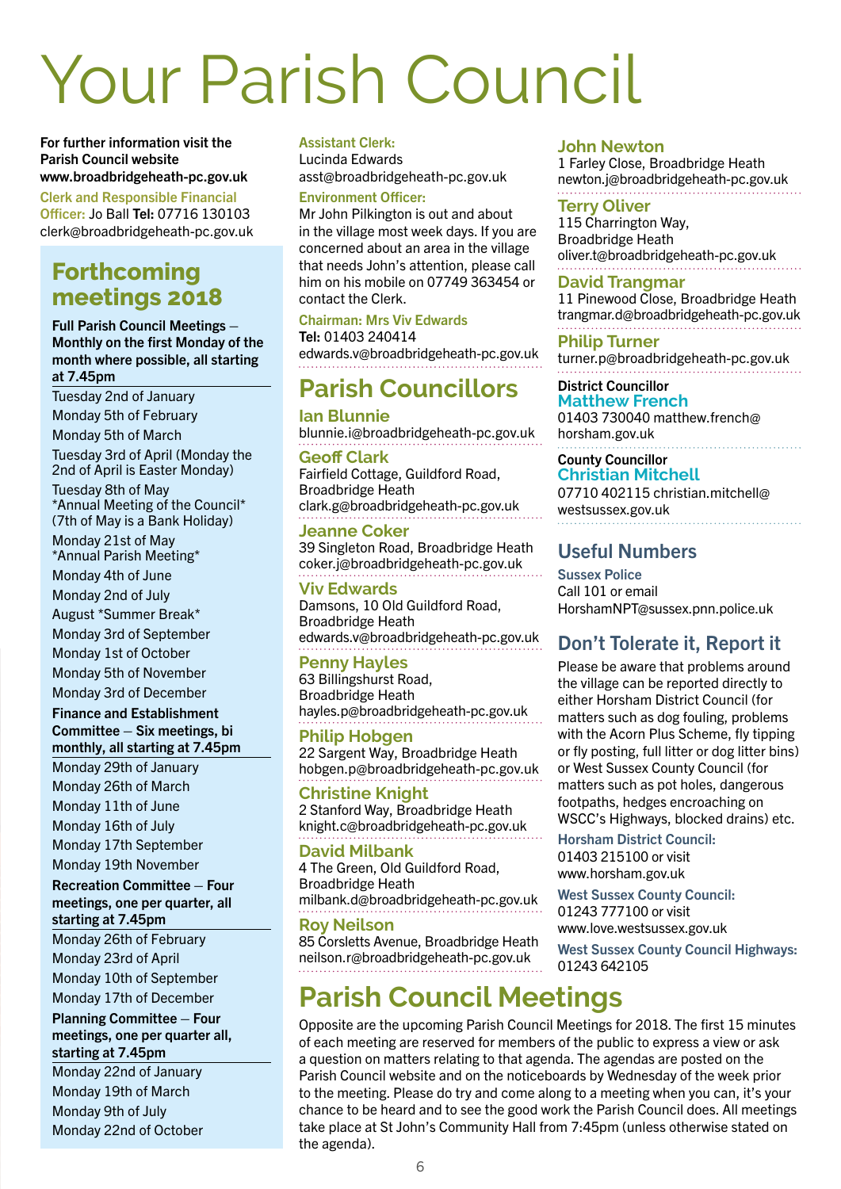# Your Parish Council

**For further information visit the Parish Council website www.broadbridgeheath-pc.gov.uk**

**Clerk and Responsible Financial Officer:** Jo Ball **Tel:** 07716 130103 clerk@broadbridgeheath-pc.gov.uk

## Forthcoming meetings 2018

**Full Parish Council Meetings – Monthly on the first Monday of the month where possible, all starting at 7.45pm**

- Tuesday 2nd of January
- Monday 5th of February
- Monday 5th of March
- Tuesday 3rd of April (Monday the 2nd of April is Easter Monday)
- Tuesday 8th of May *Annual Meeting of the Council* (7th of May is a Bank Holiday)
- Monday 21st of May *Annual Parish Meeting*
- Monday 4th of June
- Monday 2nd of July
- August *Summer Break*
- Monday 3rd of September
- Monday 1st of October
- Monday 5th of November
- Monday 3rd of December

**Finance and Establishment Committee – Six meetings, bi monthly, all starting at 7.45pm**

- Monday 29th of January
- Monday 26th of March
- Monday 11th of June
- Monday 16th of July
- Monday 17th September
- Monday 19th November

**Recreation Committee – Four meetings, one per quarter, all starting at 7.45pm**

- Monday 26th of February
- Monday 23rd of April
- Monday 10th of September
- Monday 17th of December

**Planning Committee – Four meetings, one per quarter all, starting at 7.45pm**

- Monday 22nd of January
- Monday 19th of March
- Monday 9th of July
- Monday 22nd of October

**Assistant Clerk:**
Lucinda Edwards
asst@broadbridgeheath-pc.gov.uk

**Environment Officer:**
Mr John Pilkington is out and about in the village most week days. If you are concerned about an area in the village that needs John's attention, please call him on his mobile on 07749 363454 or contact the Clerk.

**Chairman: Mrs Viv Edwards**
**Tel:** 01403 240414
edwards.v@broadbridgeheath-pc.gov.uk

## Parish Councillors

**Ian Blunnie**
blunnie.i@broadbridgeheath-pc.gov.uk

**Geoff Clark**
Fairfield Cottage, Guildford Road, Broadbridge Heath
clark.g@broadbridgeheath-pc.gov.uk

**Jeanne Coker**
39 Singleton Road, Broadbridge Heath
coker.j@broadbridgeheath-pc.gov.uk

**Viv Edwards**
Damsons, 10 Old Guildford Road, Broadbridge Heath
edwards.v@broadbridgeheath-pc.gov.uk

**Penny Hayles**
63 Billingshurst Road, Broadbridge Heath
hayles.p@broadbridgeheath-pc.gov.uk

**Philip Hobgen**
22 Sargent Way, Broadbridge Heath
hobgen.p@broadbridgeheath-pc.gov.uk

**Christine Knight**
2 Stanford Way, Broadbridge Heath
knight.c@broadbridgeheath-pc.gov.uk

**David Milbank**
4 The Green, Old Guildford Road, Broadbridge Heath
milbank.d@broadbridgeheath-pc.gov.uk

**Roy Neilson**
85 Corsletts Avenue, Broadbridge Heath
neilson.r@broadbridgeheath-pc.gov.uk

**John Newton**
1 Farley Close, Broadbridge Heath
newton.j@broadbridgeheath-pc.gov.uk

**Terry Oliver**
115 Charrington Way, Broadbridge Heath
oliver.t@broadbridgeheath-pc.gov.uk

**David Trangmar**
11 Pinewood Close, Broadbridge Heath
trangmar.d@broadbridgeheath-pc.gov.uk

**Philip Turner**
turner.p@broadbridgeheath-pc.gov.uk

**District Councillor**
**Matthew French**
01403 730040 matthew.french@horsham.gov.uk

**County Councillor**
**Christian Mitchell**
07710 402115 christian.mitchell@westsussex.gov.uk

## Useful Numbers

**Sussex Police**
Call 101 or email HorshamNPT@sussex.pnn.police.uk

## Don't Tolerate it, Report it

Please be aware that problems around the village can be reported directly to either Horsham District Council (for matters such as dog fouling, problems with the Acorn Plus Scheme, fly tipping or fly posting, full litter or dog litter bins) or West Sussex County Council (for matters such as pot holes, dangerous footpaths, hedges encroaching on WSCC's Highways, blocked drains) etc.

**Horsham District Council:**
01403 215100 or visit www.horsham.gov.uk

**West Sussex County Council:**
01243 777100 or visit www.love.westsussex.gov.uk

**West Sussex County Council Highways:**
01243 642105

## Parish Council Meetings

Opposite are the upcoming Parish Council Meetings for 2018. The first 15 minutes of each meeting are reserved for members of the public to express a view or ask a question on matters relating to that agenda. The agendas are posted on the Parish Council website and on the noticeboards by Wednesday of the week prior to the meeting. Please do try and come along to a meeting when you can, it's your chance to be heard and to see the good work the Parish Council does. All meetings take place at St John's Community Hall from 7:45pm (unless otherwise stated on the agenda).